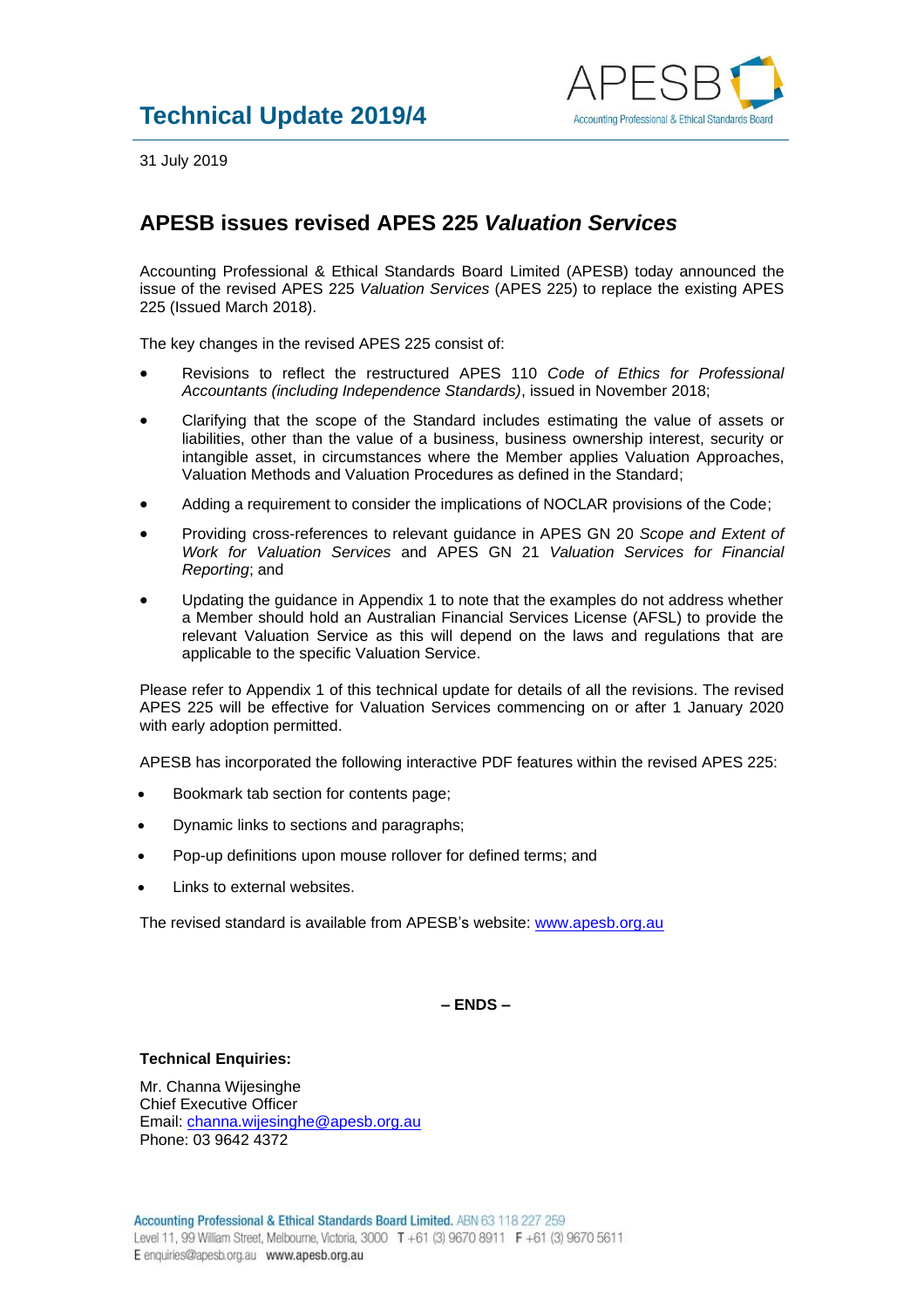# Technical Update 2019/4

31 July 2019

## APESB issues revised APES 225 *Valuation Services*

Accounting Professional & Ethical Standards Board Limited (APESB) today announced the issue of the revised APES 225 *Valuation Services* (APES 225) to replace the existing APES 225 (Issued March 2018).

The key changes in the revised APES 225 consist of:

- Revisions to reflect the restructured APES 110 *Code of Ethics for Professional Accountants (including Independence Standards)*, issued in November 2018;
- Clarifying that the scope of the Standard includes estimating the value of assets or liabilities, other than the value of a business, business ownership interest, security or intangible asset, in circumstances where the Member applies Valuation Approaches, Valuation Methods and Valuation Procedures as defined in the Standard;
- Adding a requirement to consider the implications of NOCLAR provisions of the Code;
- Providing cross-references to relevant guidance in APES GN 20 *Scope and Extent of Work for Valuation Services* and APES GN 21 *Valuation Services for Financial Reporting*; and
- Updating the guidance in Appendix 1 to note that the examples do not address whether a Member should hold an Australian Financial Services License (AFSL) to provide the relevant Valuation Service as this will depend on the laws and regulations that are applicable to the specific Valuation Service.

Please refer to Appendix 1 of this technical update for details of all the revisions. The revised APES 225 will be effective for Valuation Services commencing on or after 1 January 2020 with early adoption permitted.

APESB has incorporated the following interactive PDF features within the revised APES 225:

- Bookmark tab section for contents page;
- Dynamic links to sections and paragraphs;
- Pop-up definitions upon mouse rollover for defined terms; and
- Links to external websites.

The revised standard is available from APESB's website: [www.apesb.org.au](http://www.apesb.org.au)

**– ENDS –**

**Technical Enquiries:**

Mr. Channa Wijesinghe
Chief Executive Officer
Email: [channa.wijesinghe@apesb.org.au](mailto:channa.wijesinghe@apesb.org.au)
Phone: 03 9642 4372

**Accounting Professional & Ethical Standards Board Limited.** ABN 63 118 227 259
Level 11, 99 William Street, Melbourne, Victoria, 3000 T +61 (3) 9670 8911 F +61 (3) 9670 5611
E enquiries@apesb.org.au **www.apesb.org.au**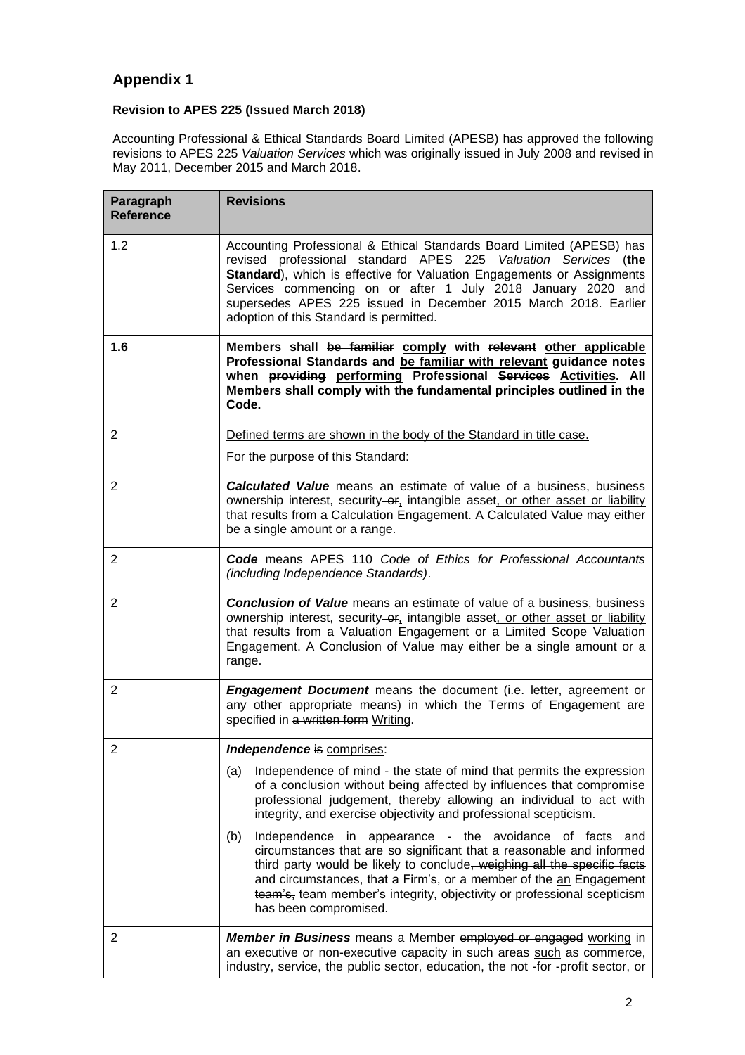## Appendix 1

**Revision to APES 225 (Issued March 2018)**

Accounting Professional & Ethical Standards Board Limited (APESB) has approved the following revisions to APES 225 *Valuation Services* which was originally issued in July 2008 and revised in May 2011, December 2015 and March 2018.

| Paragraph Reference | Revisions |
|---|---|
| 1.2 | Accounting Professional & Ethical Standards Board Limited (APESB) has revised professional standard APES 225 *Valuation Services* (**the Standard**), which is effective for Valuation ~~Engagements or Assignments~~ <u>Services</u> commencing on or after 1 ~~July 2018~~ <u>January 2020</u> and supersedes APES 225 issued in ~~December 2015~~ <u>March 2018</u>. Earlier adoption of this Standard is permitted. |
| **1.6** | **Members shall ~~be familiar~~ <u>comply</u> with ~~relevant~~ <u>other applicable</u> Professional Standards and <u>be familiar with relevant</u> guidance notes when ~~providing~~ <u>performing</u> Professional ~~Services~~ <u>Activities</u>. All Members shall comply with the fundamental principles outlined in the Code.** |
| 2 | <u>Defined terms are shown in the body of the Standard in title case.</u><br><br>For the purpose of this Standard: |
| 2 | ***Calculated Value*** means an estimate of value of a business, business ownership interest, security ~~or~~<u>,</u> intangible asset<u>, or other asset or liability</u> that results from a Calculation Engagement. A Calculated Value may either be a single amount or a range. |
| 2 | ***Code*** means APES 110 *Code of Ethics for Professional Accountants <u>(including Independence Standards)</u>*. |
| 2 | ***Conclusion of Value*** means an estimate of value of a business, business ownership interest, security ~~or~~<u>,</u> intangible asset<u>, or other asset or liability</u> that results from a Valuation Engagement or a Limited Scope Valuation Engagement. A Conclusion of Value may either be a single amount or a range. |
| 2 | ***Engagement Document*** means the document (i.e. letter, agreement or any other appropriate means) in which the Terms of Engagement are specified in ~~a written form~~ <u>Writing</u>. |
| 2 | ***Independence*** ~~is~~ <u>comprises</u>:<br><br>(a) Independence of mind - the state of mind that permits the expression of a conclusion without being affected by influences that compromise professional judgement, thereby allowing an individual to act with integrity, and exercise objectivity and professional scepticism.<br><br>(b) Independence in appearance - the avoidance of facts and circumstances that are so significant that a reasonable and informed third party would be likely to conclude~~, weighing all the specific facts and circumstances,~~ that a Firm's, or ~~a member of the~~ <u>an</u> Engagement ~~team's,~~ <u>team member's</u> integrity, objectivity or professional scepticism has been compromised. |
| 2 | ***Member in Business*** means a Member ~~employed or engaged~~ <u>working</u> in ~~an executive or non-executive capacity in such~~ areas <u>such</u> as commerce, industry, service, the public sector, education, the not~~-~~for~~-~~profit sector, <u>or</u> |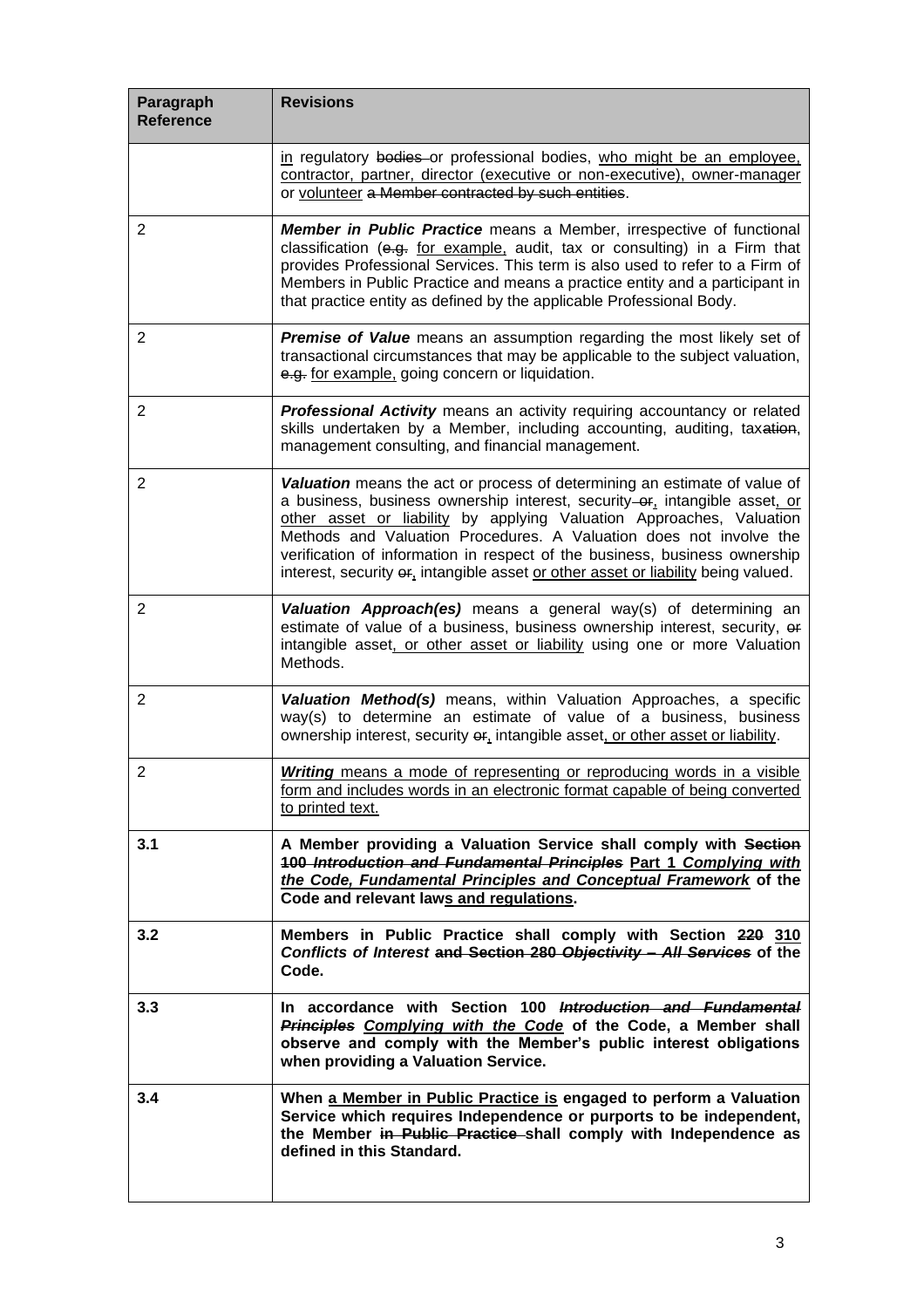| Paragraph Reference | Revisions |
|---|---|
| | in regulatory ~~bodies~~ or professional bodies, who might be an employee, contractor, partner, director (executive or non-executive), owner-manager or volunteer ~~a Member contracted by such entities~~. |
| 2 | ***Member in Public Practice*** means a Member, irrespective of functional classification (~~e.g.~~ for example, audit, tax or consulting) in a Firm that provides Professional Services. This term is also used to refer to a Firm of Members in Public Practice and means a practice entity and a participant in that practice entity as defined by the applicable Professional Body. |
| 2 | ***Premise of Value*** means an assumption regarding the most likely set of transactional circumstances that may be applicable to the subject valuation, ~~e.g.~~ for example, going concern or liquidation. |
| 2 | ***Professional Activity*** means an activity requiring accountancy or related skills undertaken by a Member, including accounting, auditing, tax~~ation~~, management consulting, and financial management. |
| 2 | ***Valuation*** means the act or process of determining an estimate of value of a business, business ownership interest, security ~~or~~, intangible asset, or other asset or liability by applying Valuation Approaches, Valuation Methods and Valuation Procedures. A Valuation does not involve the verification of information in respect of the business, business ownership interest, security ~~or~~, intangible asset or other asset or liability being valued. |
| 2 | ***Valuation Approach(es)*** means a general way(s) of determining an estimate of value of a business, business ownership interest, security, ~~or~~ intangible asset, or other asset or liability using one or more Valuation Methods. |
| 2 | ***Valuation Method(s)*** means, within Valuation Approaches, a specific way(s) to determine an estimate of value of a business, business ownership interest, security ~~or~~, intangible asset, or other asset or liability. |
| 2 | ***Writing*** means a mode of representing or reproducing words in a visible form and includes words in an electronic format capable of being converted to printed text. |
| **3.1** | **A Member providing a Valuation Service shall comply with ~~Section 100 *Introduction and Fundamental Principles*~~ Part 1 *Complying with the Code, Fundamental Principles and Conceptual Framework* of the Code and relevant laws and regulations.** |
| **3.2** | **Members in Public Practice shall comply with Section ~~220~~ 310 *Conflicts of Interest* ~~and Section 280 *Objectivity – All Services*~~ of the Code.** |
| **3.3** | **In accordance with Section 100 ~~*Introduction and Fundamental Principles*~~ *Complying with the Code* of the Code, a Member shall observe and comply with the Member's public interest obligations when providing a Valuation Service.** |
| **3.4** | **When a Member in Public Practice is engaged to perform a Valuation Service which requires Independence or purports to be independent, the Member ~~in Public Practice~~ shall comply with Independence as defined in this Standard.** |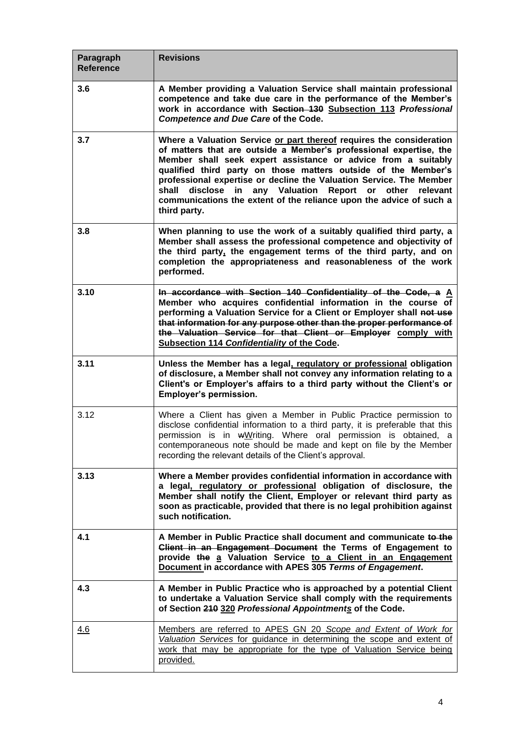| Paragraph Reference | Revisions |
|---|---|
| **3.6** | **A Member providing a Valuation Service shall maintain professional competence and take due care in the performance of the Member's work in accordance with ~~Section 130~~ <u>Subsection 113</u> *Professional Competence and Due Care* of the Code.** |
| **3.7** | **Where a Valuation Service <u>or part thereof</u> requires the consideration of matters that are outside a Member's professional expertise, the Member shall seek expert assistance or advice from a suitably qualified third party on those matters outside of the Member's professional expertise or decline the Valuation Service. The Member shall disclose in any Valuation Report or other relevant communications the extent of the reliance upon the advice of such a third party.** |
| **3.8** | **When planning to use the work of a suitably qualified third party, a Member shall assess the professional competence and objectivity of the third party<u>,</u> the engagement terms of the third party, and on completion the appropriateness and reasonableness of the work performed.** |
| **3.10** | **~~In accordance with Section 140 Confidentiality of the Code, a~~ <u>A</u> Member who acquires confidential information in the course of performing a Valuation Service for a Client or Employer shall ~~not use that information for any purpose other than the proper performance of the Valuation Service for that Client or Employer~~ <u>comply with Subsection 114 *Confidentiality* of the Code</u>.** |
| **3.11** | **Unless the Member has a legal<u>, regulatory or professional</u> obligation of disclosure, a Member shall not convey any information relating to a Client's or Employer's affairs to a third party without the Client's or Employer's permission.** |
| 3.12 | Where a Client has given a Member in Public Practice permission to disclose confidential information to a third party, it is preferable that this permission is in ~~w~~<u>W</u>riting. Where oral permission is obtained, a contemporaneous note should be made and kept on file by the Member recording the relevant details of the Client's approval. |
| **3.13** | **Where a Member provides confidential information in accordance with a legal<u>, regulatory or professional</u> obligation of disclosure, the Member shall notify the Client, Employer or relevant third party as soon as practicable, provided that there is no legal prohibition against such notification.** |
| **4.1** | **A Member in Public Practice shall document and communicate ~~to the Client in an Engagement Document~~ the Terms of Engagement to provide ~~the~~ <u>a</u> Valuation Service <u>to a Client in an Engagement Document</u> in accordance with APES 305 *Terms of Engagement*.** |
| **4.3** | **A Member in Public Practice who is approached by a potential Client to undertake a Valuation Service shall comply with the requirements of Section ~~210~~ <u>320</u> *Professional Appointment<u>s</u>* of the Code.** |
| <u>4.6</u> | <u>Members are referred to APES GN 20 *Scope and Extent of Work for Valuation Services* for guidance in determining the scope and extent of work that may be appropriate for the type of Valuation Service being provided.</u> |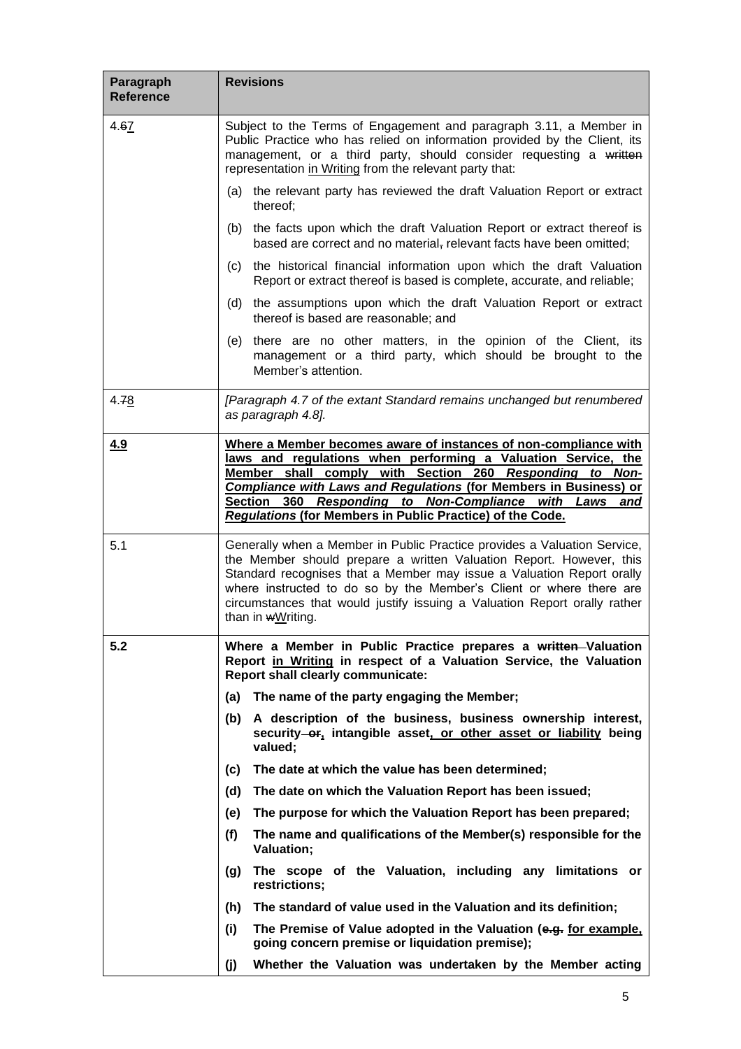| Paragraph Reference | Revisions |
|---|---|
| 4.~~6~~<u>7</u> | Subject to the Terms of Engagement and paragraph 3.11, a Member in Public Practice who has relied on information provided by the Client, its management, or a third party, should consider requesting a ~~written~~ representation <u>in Writing</u> from the relevant party that:<br>(a) the relevant party has reviewed the draft Valuation Report or extract thereof;<br>(b) the facts upon which the draft Valuation Report or extract thereof is based are correct and no material~~,~~ relevant facts have been omitted;<br>(c) the historical financial information upon which the draft Valuation Report or extract thereof is based is complete, accurate, and reliable;<br>(d) the assumptions upon which the draft Valuation Report or extract thereof is based are reasonable; and<br>(e) there are no other matters, in the opinion of the Client, its management or a third party, which should be brought to the Member's attention. |
| 4.~~7~~<u>8</u> | *[Paragraph 4.7 of the extant Standard remains unchanged but renumbered as paragraph 4.8].* |
| **<u>4.9</u>** | **<u>Where a Member becomes aware of instances of non-compliance with laws and regulations when performing a Valuation Service, the Member shall comply with Section 260 *Responding to Non-Compliance with Laws and Regulations* (for Members in Business) or Section 360 *Responding to Non-Compliance with Laws and Regulations* (for Members in Public Practice) of the Code.</u>** |
| 5.1 | Generally when a Member in Public Practice provides a Valuation Service, the Member should prepare a written Valuation Report. However, this Standard recognises that a Member may issue a Valuation Report orally where instructed to do so by the Member's Client or where there are circumstances that would justify issuing a Valuation Report orally rather than in ~~w~~<u>W</u>riting. |
| **5.2** | **Where a Member in Public Practice prepares a ~~written~~ Valuation Report <u>in Writing</u> in respect of a Valuation Service, the Valuation Report shall clearly communicate:**<br>**(a) The name of the party engaging the Member;**<br>**(b) A description of the business, business ownership interest, security ~~or~~<u>,</u> intangible asset<u>, or other asset or liability</u> being valued;**<br>**(c) The date at which the value has been determined;**<br>**(d) The date on which the Valuation Report has been issued;**<br>**(e) The purpose for which the Valuation Report has been prepared;**<br>**(f) The name and qualifications of the Member(s) responsible for the Valuation;**<br>**(g) The scope of the Valuation, including any limitations or restrictions;**<br>**(h) The standard of value used in the Valuation and its definition;**<br>**(i) The Premise of Value adopted in the Valuation (~~e.g.~~ <u>for example,</u> going concern premise or liquidation premise);**<br>**(j) Whether the Valuation was undertaken by the Member acting** |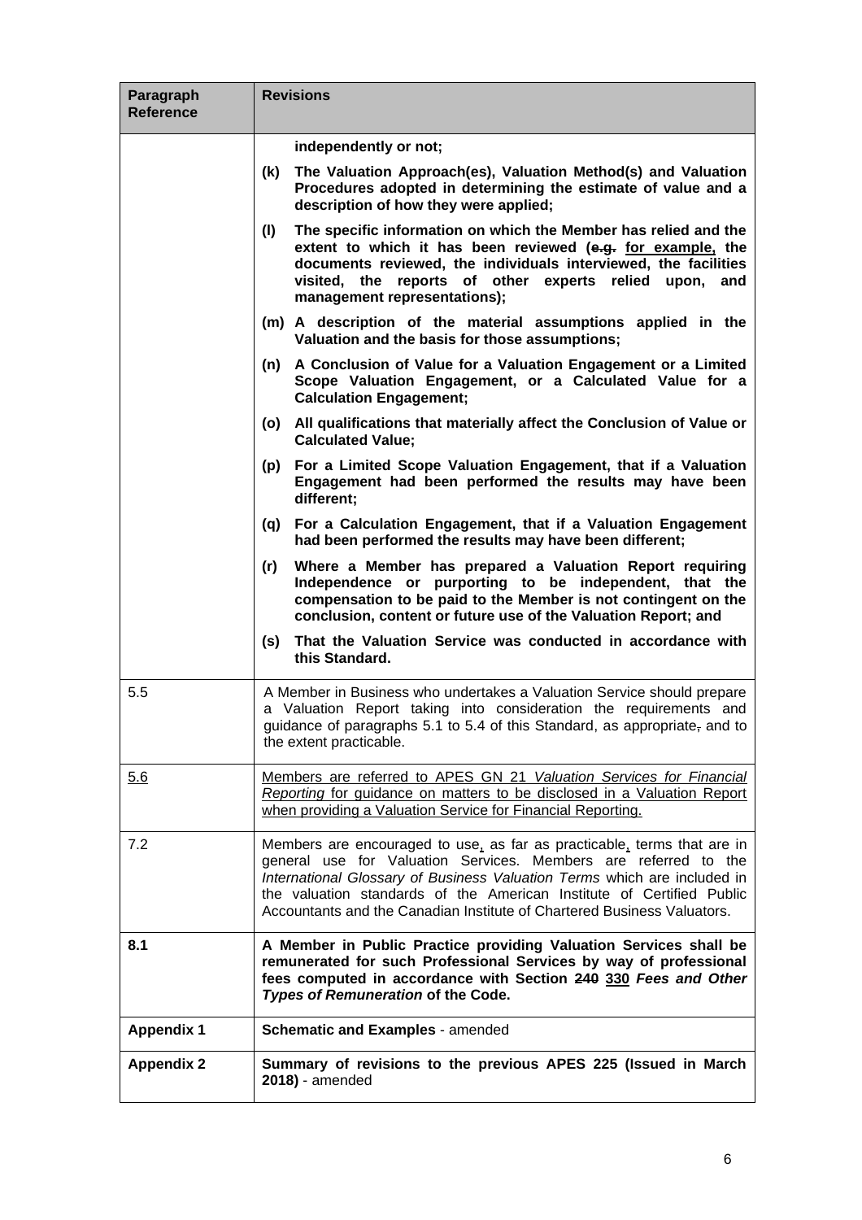| Paragraph Reference | Revisions |
|---|---|
| | **independently or not;** |
| | **(k) The Valuation Approach(es), Valuation Method(s) and Valuation Procedures adopted in determining the estimate of value and a description of how they were applied;** |
| | **(l) The specific information on which the Member has relied and the extent to which it has been reviewed (~~e.g.~~ for example, the documents reviewed, the individuals interviewed, the facilities visited, the reports of other experts relied upon, and management representations);** |
| | **(m) A description of the material assumptions applied in the Valuation and the basis for those assumptions;** |
| | **(n) A Conclusion of Value for a Valuation Engagement or a Limited Scope Valuation Engagement, or a Calculated Value for a Calculation Engagement;** |
| | **(o) All qualifications that materially affect the Conclusion of Value or Calculated Value;** |
| | **(p) For a Limited Scope Valuation Engagement, that if a Valuation Engagement had been performed the results may have been different;** |
| | **(q) For a Calculation Engagement, that if a Valuation Engagement had been performed the results may have been different;** |
| | **(r) Where a Member has prepared a Valuation Report requiring Independence or purporting to be independent, that the compensation to be paid to the Member is not contingent on the conclusion, content or future use of the Valuation Report; and** |
| | **(s) That the Valuation Service was conducted in accordance with this Standard.** |
| 5.5 | A Member in Business who undertakes a Valuation Service should prepare a Valuation Report taking into consideration the requirements and guidance of paragraphs 5.1 to 5.4 of this Standard, as appropriate~~,~~ and to the extent practicable. |
| 5.6 | Members are referred to APES GN 21 *Valuation Services for Financial Reporting* for guidance on matters to be disclosed in a Valuation Report when providing a Valuation Service for Financial Reporting. |
| 7.2 | Members are encouraged to use, as far as practicable, terms that are in general use for Valuation Services. Members are referred to the *International Glossary of Business Valuation Terms* which are included in the valuation standards of the American Institute of Certified Public Accountants and the Canadian Institute of Chartered Business Valuators. |
| **8.1** | **A Member in Public Practice providing Valuation Services shall be remunerated for such Professional Services by way of professional fees computed in accordance with Section ~~240~~ 330 *Fees and Other Types of Remuneration* of the Code.** |
| **Appendix 1** | **Schematic and Examples** - amended |
| **Appendix 2** | **Summary of revisions to the previous APES 225 (Issued in March 2018)** - amended |